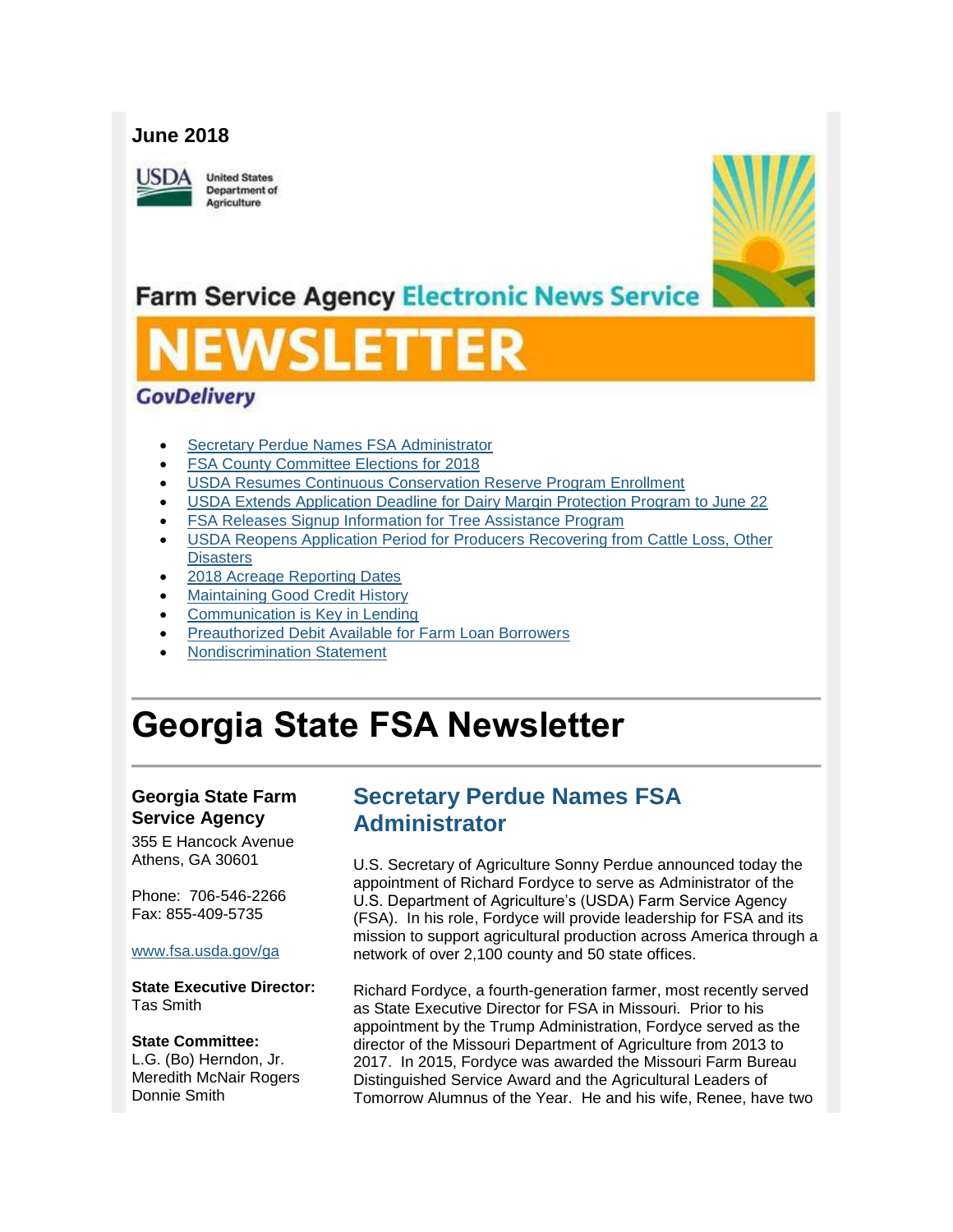**June 2018**

United States Department of Agriculture

Farm Service Agency Electronic News Service

# NEWSLETTER

GovDelivery

- Secretary Perdue Names FSA Administrator
- FSA County Committee Elections for 2018
- USDA Resumes Continuous Conservation Reserve Program Enrollment
- USDA Extends Application Deadline for Dairy Margin Protection Program to June 22
- FSA Releases Signup Information for Tree Assistance Program
- USDA Reopens Application Period for Producers Recovering from Cattle Loss, Other Disasters
- 2018 Acreage Reporting Dates
- Maintaining Good Credit History
- Communication is Key in Lending
- Preauthorized Debit Available for Farm Loan Borrowers
- Nondiscrimination Statement

# Georgia State FSA Newsletter

**Georgia State Farm Service Agency**
355 E Hancock Avenue
Athens, GA 30601

Phone: 706-546-2266
Fax: 855-409-5735

www.fsa.usda.gov/ga

**State Executive Director:**
Tas Smith

**State Committee:**
L.G. (Bo) Herndon, Jr.
Meredith McNair Rogers
Donnie Smith

## Secretary Perdue Names FSA Administrator

U.S. Secretary of Agriculture Sonny Perdue announced today the appointment of Richard Fordyce to serve as Administrator of the U.S. Department of Agriculture's (USDA) Farm Service Agency (FSA). In his role, Fordyce will provide leadership for FSA and its mission to support agricultural production across America through a network of over 2,100 county and 50 state offices.

Richard Fordyce, a fourth-generation farmer, most recently served as State Executive Director for FSA in Missouri. Prior to his appointment by the Trump Administration, Fordyce served as the director of the Missouri Department of Agriculture from 2013 to 2017. In 2015, Fordyce was awarded the Missouri Farm Bureau Distinguished Service Award and the Agricultural Leaders of Tomorrow Alumnus of the Year. He and his wife, Renee, have two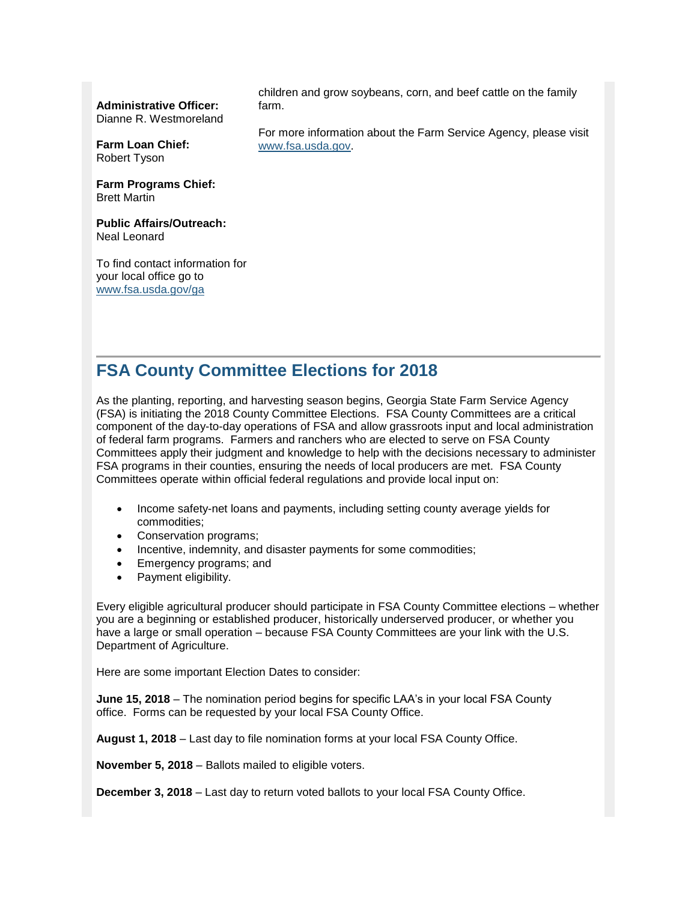**Administrative Officer:**
Dianne R. Westmoreland

**Farm Loan Chief:**
Robert Tyson

**Farm Programs Chief:**
Brett Martin

**Public Affairs/Outreach:**
Neal Leonard

To find contact information for your local office go to www.fsa.usda.gov/ga

children and grow soybeans, corn, and beef cattle on the family farm.

For more information about the Farm Service Agency, please visit www.fsa.usda.gov.

## FSA County Committee Elections for 2018

As the planting, reporting, and harvesting season begins, Georgia State Farm Service Agency (FSA) is initiating the 2018 County Committee Elections. FSA County Committees are a critical component of the day-to-day operations of FSA and allow grassroots input and local administration of federal farm programs. Farmers and ranchers who are elected to serve on FSA County Committees apply their judgment and knowledge to help with the decisions necessary to administer FSA programs in their counties, ensuring the needs of local producers are met. FSA County Committees operate within official federal regulations and provide local input on:

- Income safety-net loans and payments, including setting county average yields for commodities;
- Conservation programs;
- Incentive, indemnity, and disaster payments for some commodities;
- Emergency programs; and
- Payment eligibility.

Every eligible agricultural producer should participate in FSA County Committee elections – whether you are a beginning or established producer, historically underserved producer, or whether you have a large or small operation – because FSA County Committees are your link with the U.S. Department of Agriculture.

Here are some important Election Dates to consider:

**June 15, 2018** – The nomination period begins for specific LAA's in your local FSA County office. Forms can be requested by your local FSA County Office.

**August 1, 2018** – Last day to file nomination forms at your local FSA County Office.

**November 5, 2018** – Ballots mailed to eligible voters.

**December 3, 2018** – Last day to return voted ballots to your local FSA County Office.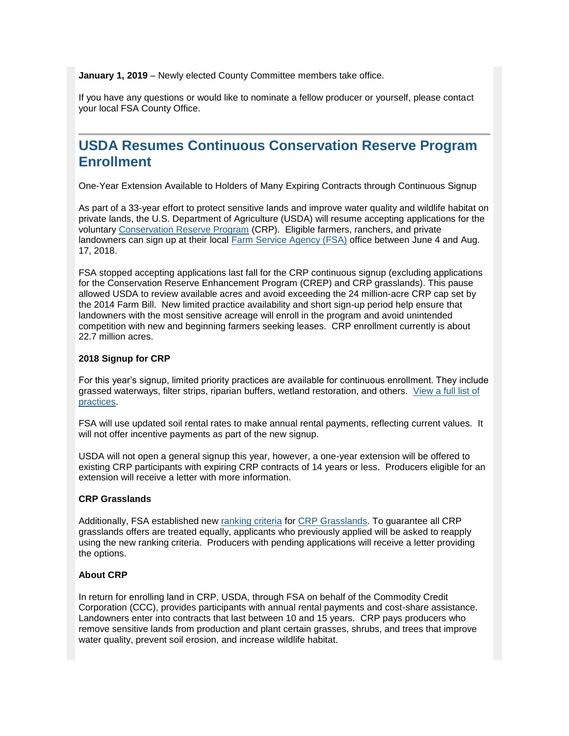**January 1, 2019** – Newly elected County Committee members take office.

If you have any questions or would like to nominate a fellow producer or yourself, please contact your local FSA County Office.

## USDA Resumes Continuous Conservation Reserve Program Enrollment

One-Year Extension Available to Holders of Many Expiring Contracts through Continuous Signup

As part of a 33-year effort to protect sensitive lands and improve water quality and wildlife habitat on private lands, the U.S. Department of Agriculture (USDA) will resume accepting applications for the voluntary Conservation Reserve Program (CRP). Eligible farmers, ranchers, and private landowners can sign up at their local Farm Service Agency (FSA) office between June 4 and Aug. 17, 2018.

FSA stopped accepting applications last fall for the CRP continuous signup (excluding applications for the Conservation Reserve Enhancement Program (CREP) and CRP grasslands). This pause allowed USDA to review available acres and avoid exceeding the 24 million-acre CRP cap set by the 2014 Farm Bill. New limited practice availability and short sign-up period help ensure that landowners with the most sensitive acreage will enroll in the program and avoid unintended competition with new and beginning farmers seeking leases. CRP enrollment currently is about 22.7 million acres.

**2018 Signup for CRP**

For this year's signup, limited priority practices are available for continuous enrollment. They include grassed waterways, filter strips, riparian buffers, wetland restoration, and others. View a full list of practices.

FSA will use updated soil rental rates to make annual rental payments, reflecting current values. It will not offer incentive payments as part of the new signup.

USDA will not open a general signup this year, however, a one-year extension will be offered to existing CRP participants with expiring CRP contracts of 14 years or less. Producers eligible for an extension will receive a letter with more information.

**CRP Grasslands**

Additionally, FSA established new ranking criteria for CRP Grasslands. To guarantee all CRP grasslands offers are treated equally, applicants who previously applied will be asked to reapply using the new ranking criteria. Producers with pending applications will receive a letter providing the options.

**About CRP**

In return for enrolling land in CRP, USDA, through FSA on behalf of the Commodity Credit Corporation (CCC), provides participants with annual rental payments and cost-share assistance. Landowners enter into contracts that last between 10 and 15 years. CRP pays producers who remove sensitive lands from production and plant certain grasses, shrubs, and trees that improve water quality, prevent soil erosion, and increase wildlife habitat.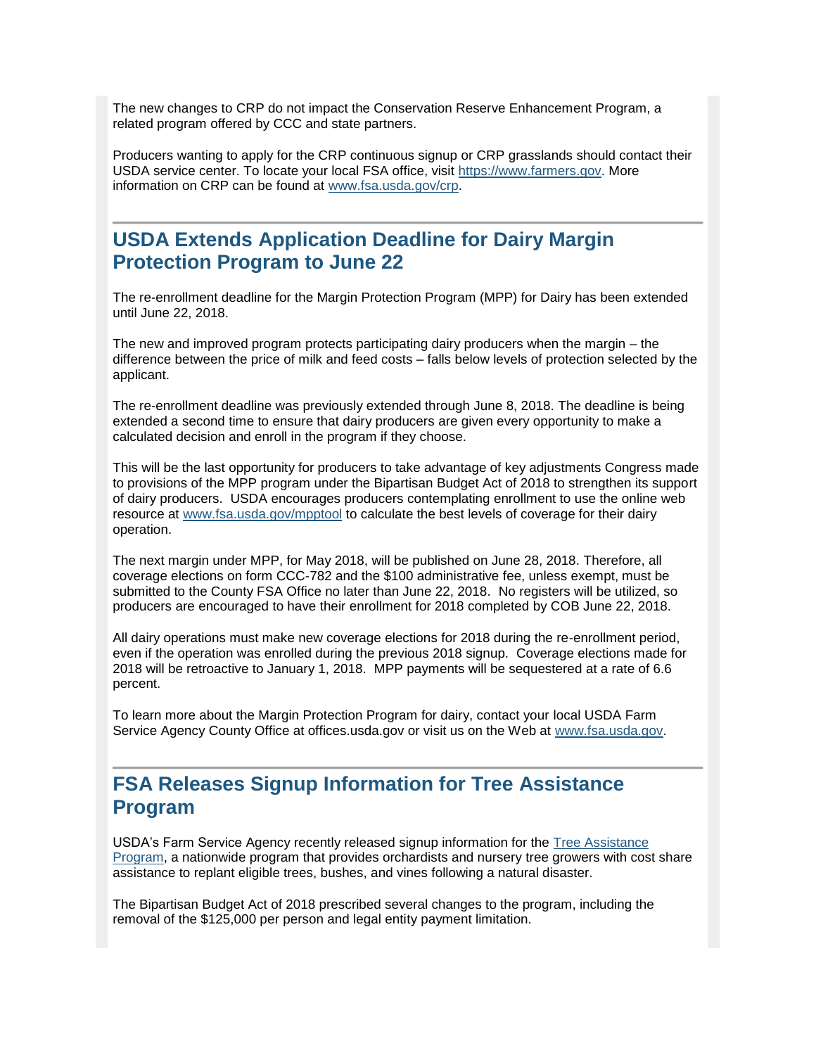The new changes to CRP do not impact the Conservation Reserve Enhancement Program, a related program offered by CCC and state partners.

Producers wanting to apply for the CRP continuous signup or CRP grasslands should contact their USDA service center. To locate your local FSA office, visit [https://www.farmers.gov](https://www.farmers.gov). More information on CRP can be found at [www.fsa.usda.gov/crp](www.fsa.usda.gov/crp).

## USDA Extends Application Deadline for Dairy Margin Protection Program to June 22

The re-enrollment deadline for the Margin Protection Program (MPP) for Dairy has been extended until June 22, 2018.

The new and improved program protects participating dairy producers when the margin – the difference between the price of milk and feed costs – falls below levels of protection selected by the applicant.

The re-enrollment deadline was previously extended through June 8, 2018. The deadline is being extended a second time to ensure that dairy producers are given every opportunity to make a calculated decision and enroll in the program if they choose.

This will be the last opportunity for producers to take advantage of key adjustments Congress made to provisions of the MPP program under the Bipartisan Budget Act of 2018 to strengthen its support of dairy producers. USDA encourages producers contemplating enrollment to use the online web resource at [www.fsa.usda.gov/mpptool](www.fsa.usda.gov/mpptool) to calculate the best levels of coverage for their dairy operation.

The next margin under MPP, for May 2018, will be published on June 28, 2018. Therefore, all coverage elections on form CCC-782 and the $100 administrative fee, unless exempt, must be submitted to the County FSA Office no later than June 22, 2018. No registers will be utilized, so producers are encouraged to have their enrollment for 2018 completed by COB June 22, 2018.

All dairy operations must make new coverage elections for 2018 during the re-enrollment period, even if the operation was enrolled during the previous 2018 signup. Coverage elections made for 2018 will be retroactive to January 1, 2018. MPP payments will be sequestered at a rate of 6.6 percent.

To learn more about the Margin Protection Program for dairy, contact your local USDA Farm Service Agency County Office at offices.usda.gov or visit us on the Web at [www.fsa.usda.gov](www.fsa.usda.gov).

## FSA Releases Signup Information for Tree Assistance Program

USDA's Farm Service Agency recently released signup information for the [Tree Assistance Program](), a nationwide program that provides orchardists and nursery tree growers with cost share assistance to replant eligible trees, bushes, and vines following a natural disaster.

The Bipartisan Budget Act of 2018 prescribed several changes to the program, including the removal of the $125,000 per person and legal entity payment limitation.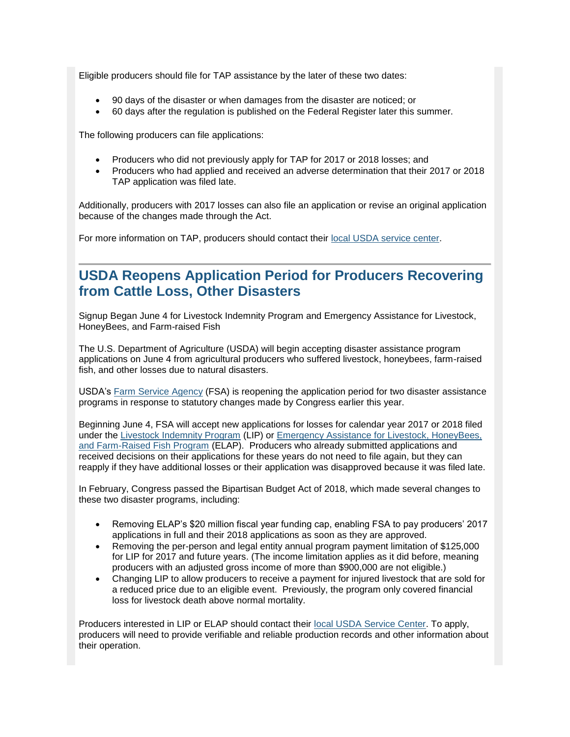Eligible producers should file for TAP assistance by the later of these two dates:

- 90 days of the disaster or when damages from the disaster are noticed; or
- 60 days after the regulation is published on the Federal Register later this summer.

The following producers can file applications:

- Producers who did not previously apply for TAP for 2017 or 2018 losses; and
- Producers who had applied and received an adverse determination that their 2017 or 2018 TAP application was filed late.

Additionally, producers with 2017 losses can also file an application or revise an original application because of the changes made through the Act.

For more information on TAP, producers should contact their local USDA service center.

---

## USDA Reopens Application Period for Producers Recovering from Cattle Loss, Other Disasters

Signup Began June 4 for Livestock Indemnity Program and Emergency Assistance for Livestock, HoneyBees, and Farm-raised Fish

The U.S. Department of Agriculture (USDA) will begin accepting disaster assistance program applications on June 4 from agricultural producers who suffered livestock, honeybees, farm-raised fish, and other losses due to natural disasters.

USDA's Farm Service Agency (FSA) is reopening the application period for two disaster assistance programs in response to statutory changes made by Congress earlier this year.

Beginning June 4, FSA will accept new applications for losses for calendar year 2017 or 2018 filed under the Livestock Indemnity Program (LIP) or Emergency Assistance for Livestock, HoneyBees, and Farm-Raised Fish Program (ELAP). Producers who already submitted applications and received decisions on their applications for these years do not need to file again, but they can reapply if they have additional losses or their application was disapproved because it was filed late.

In February, Congress passed the Bipartisan Budget Act of 2018, which made several changes to these two disaster programs, including:

- Removing ELAP's $20 million fiscal year funding cap, enabling FSA to pay producers' 2017 applications in full and their 2018 applications as soon as they are approved.
- Removing the per-person and legal entity annual program payment limitation of $125,000 for LIP for 2017 and future years. (The income limitation applies as it did before, meaning producers with an adjusted gross income of more than $900,000 are not eligible.)
- Changing LIP to allow producers to receive a payment for injured livestock that are sold for a reduced price due to an eligible event. Previously, the program only covered financial loss for livestock death above normal mortality.

Producers interested in LIP or ELAP should contact their local USDA Service Center. To apply, producers will need to provide verifiable and reliable production records and other information about their operation.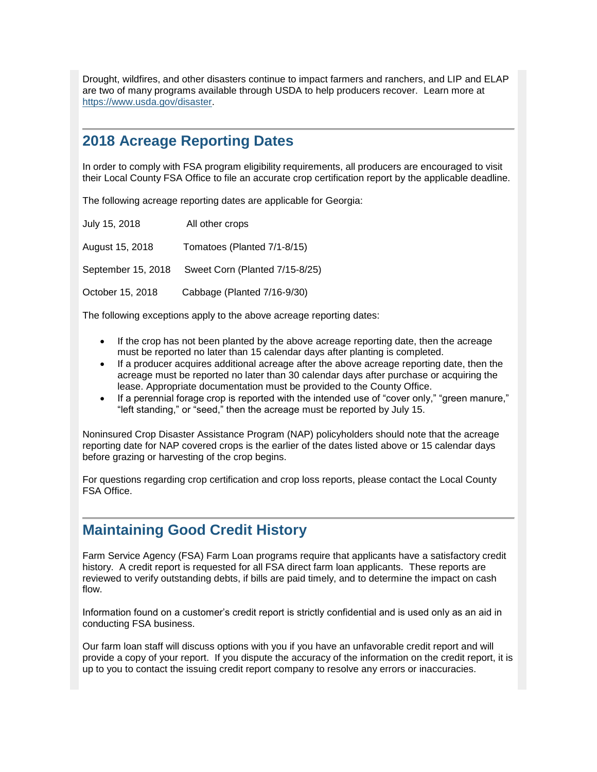Drought, wildfires, and other disasters continue to impact farmers and ranchers, and LIP and ELAP are two of many programs available through USDA to help producers recover. Learn more at https://www.usda.gov/disaster.

## 2018 Acreage Reporting Dates

In order to comply with FSA program eligibility requirements, all producers are encouraged to visit their Local County FSA Office to file an accurate crop certification report by the applicable deadline.

The following acreage reporting dates are applicable for Georgia:

| | |
|---|---|
| July 15, 2018 | All other crops |
| August 15, 2018 | Tomatoes (Planted 7/1-8/15) |
| September 15, 2018 | Sweet Corn (Planted 7/15-8/25) |
| October 15, 2018 | Cabbage (Planted 7/16-9/30) |

The following exceptions apply to the above acreage reporting dates:

- If the crop has not been planted by the above acreage reporting date, then the acreage must be reported no later than 15 calendar days after planting is completed.
- If a producer acquires additional acreage after the above acreage reporting date, then the acreage must be reported no later than 30 calendar days after purchase or acquiring the lease. Appropriate documentation must be provided to the County Office.
- If a perennial forage crop is reported with the intended use of "cover only," "green manure," "left standing," or "seed," then the acreage must be reported by July 15.

Noninsured Crop Disaster Assistance Program (NAP) policyholders should note that the acreage reporting date for NAP covered crops is the earlier of the dates listed above or 15 calendar days before grazing or harvesting of the crop begins.

For questions regarding crop certification and crop loss reports, please contact the Local County FSA Office.

## Maintaining Good Credit History

Farm Service Agency (FSA) Farm Loan programs require that applicants have a satisfactory credit history. A credit report is requested for all FSA direct farm loan applicants. These reports are reviewed to verify outstanding debts, if bills are paid timely, and to determine the impact on cash flow.

Information found on a customer's credit report is strictly confidential and is used only as an aid in conducting FSA business.

Our farm loan staff will discuss options with you if you have an unfavorable credit report and will provide a copy of your report. If you dispute the accuracy of the information on the credit report, it is up to you to contact the issuing credit report company to resolve any errors or inaccuracies.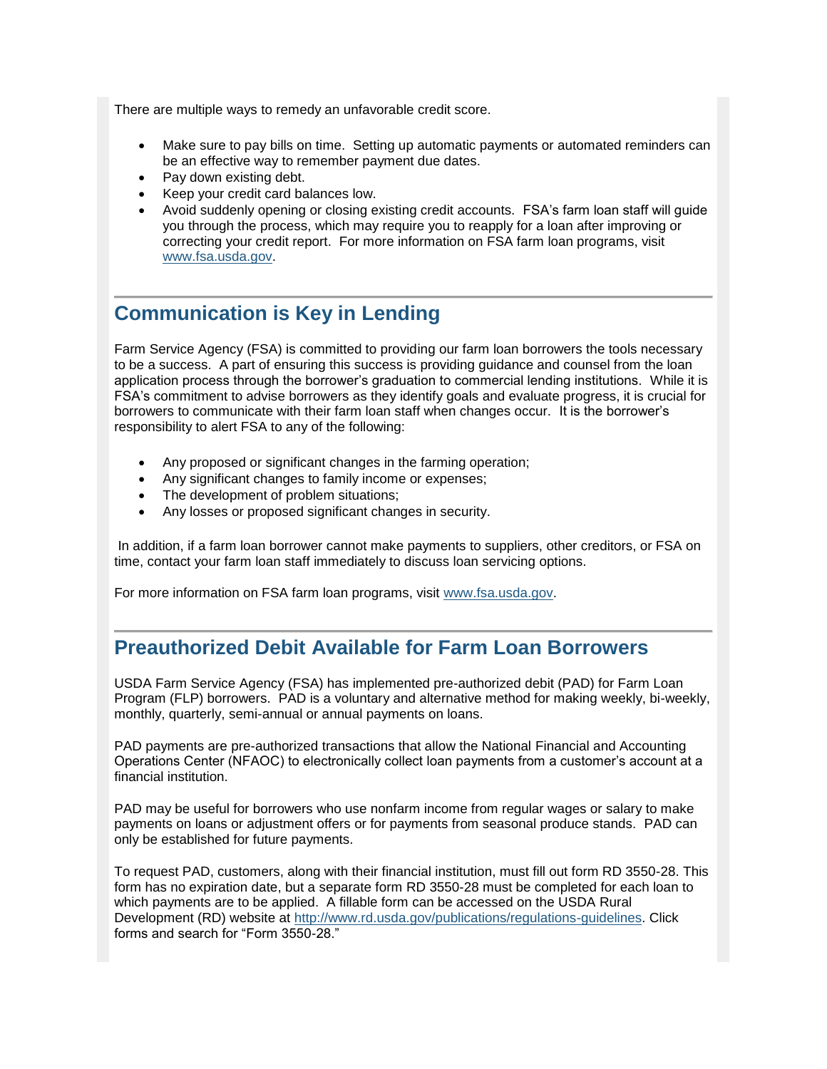There are multiple ways to remedy an unfavorable credit score.

- Make sure to pay bills on time. Setting up automatic payments or automated reminders can be an effective way to remember payment due dates.
- Pay down existing debt.
- Keep your credit card balances low.
- Avoid suddenly opening or closing existing credit accounts. FSA's farm loan staff will guide you through the process, which may require you to reapply for a loan after improving or correcting your credit report. For more information on FSA farm loan programs, visit [www.fsa.usda.gov](www.fsa.usda.gov).

## Communication is Key in Lending

Farm Service Agency (FSA) is committed to providing our farm loan borrowers the tools necessary to be a success. A part of ensuring this success is providing guidance and counsel from the loan application process through the borrower's graduation to commercial lending institutions. While it is FSA's commitment to advise borrowers as they identify goals and evaluate progress, it is crucial for borrowers to communicate with their farm loan staff when changes occur. It is the borrower's responsibility to alert FSA to any of the following:

- Any proposed or significant changes in the farming operation;
- Any significant changes to family income or expenses;
- The development of problem situations;
- Any losses or proposed significant changes in security.

In addition, if a farm loan borrower cannot make payments to suppliers, other creditors, or FSA on time, contact your farm loan staff immediately to discuss loan servicing options.

For more information on FSA farm loan programs, visit [www.fsa.usda.gov](www.fsa.usda.gov).

## Preauthorized Debit Available for Farm Loan Borrowers

USDA Farm Service Agency (FSA) has implemented pre-authorized debit (PAD) for Farm Loan Program (FLP) borrowers. PAD is a voluntary and alternative method for making weekly, bi-weekly, monthly, quarterly, semi-annual or annual payments on loans.

PAD payments are pre-authorized transactions that allow the National Financial and Accounting Operations Center (NFAOC) to electronically collect loan payments from a customer's account at a financial institution.

PAD may be useful for borrowers who use nonfarm income from regular wages or salary to make payments on loans or adjustment offers or for payments from seasonal produce stands. PAD can only be established for future payments.

To request PAD, customers, along with their financial institution, must fill out form RD 3550-28. This form has no expiration date, but a separate form RD 3550-28 must be completed for each loan to which payments are to be applied. A fillable form can be accessed on the USDA Rural Development (RD) website at [http://www.rd.usda.gov/publications/regulations-guidelines](http://www.rd.usda.gov/publications/regulations-guidelines). Click forms and search for "Form 3550-28."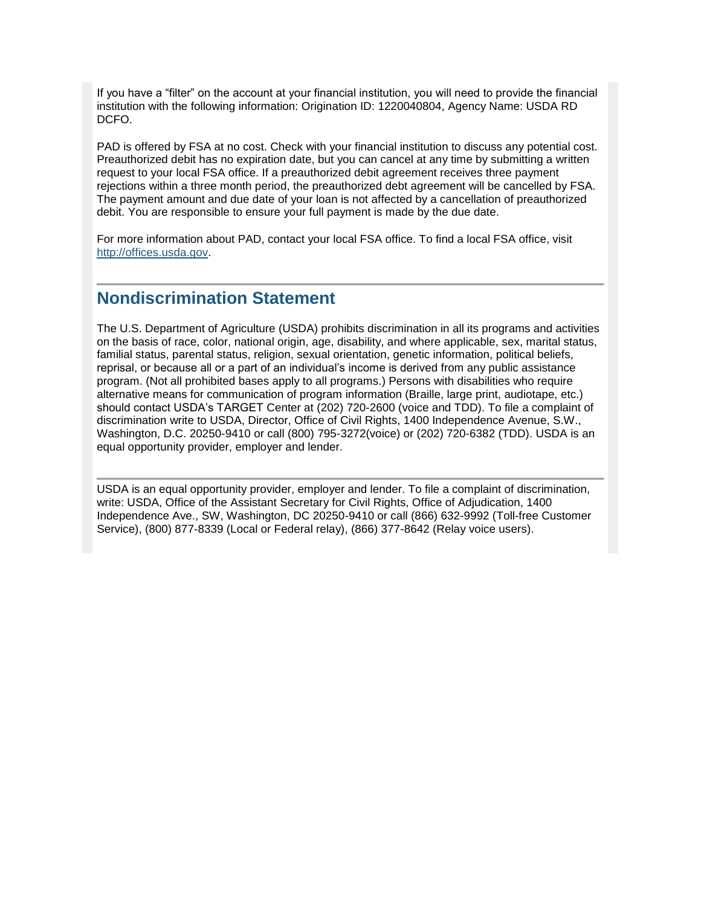If you have a "filter" on the account at your financial institution, you will need to provide the financial institution with the following information: Origination ID: 1220040804, Agency Name: USDA RD DCFO.

PAD is offered by FSA at no cost. Check with your financial institution to discuss any potential cost. Preauthorized debit has no expiration date, but you can cancel at any time by submitting a written request to your local FSA office. If a preauthorized debit agreement receives three payment rejections within a three month period, the preauthorized debt agreement will be cancelled by FSA. The payment amount and due date of your loan is not affected by a cancellation of preauthorized debit. You are responsible to ensure your full payment is made by the due date.

For more information about PAD, contact your local FSA office. To find a local FSA office, visit [http://offices.usda.gov](http://offices.usda.gov).

---

## Nondiscrimination Statement

The U.S. Department of Agriculture (USDA) prohibits discrimination in all its programs and activities on the basis of race, color, national origin, age, disability, and where applicable, sex, marital status, familial status, parental status, religion, sexual orientation, genetic information, political beliefs, reprisal, or because all or a part of an individual's income is derived from any public assistance program. (Not all prohibited bases apply to all programs.) Persons with disabilities who require alternative means for communication of program information (Braille, large print, audiotape, etc.) should contact USDA's TARGET Center at (202) 720-2600 (voice and TDD). To file a complaint of discrimination write to USDA, Director, Office of Civil Rights, 1400 Independence Avenue, S.W., Washington, D.C. 20250-9410 or call (800) 795-3272(voice) or (202) 720-6382 (TDD). USDA is an equal opportunity provider, employer and lender.

---

USDA is an equal opportunity provider, employer and lender. To file a complaint of discrimination, write: USDA, Office of the Assistant Secretary for Civil Rights, Office of Adjudication, 1400 Independence Ave., SW, Washington, DC 20250-9410 or call (866) 632-9992 (Toll-free Customer Service), (800) 877-8339 (Local or Federal relay), (866) 377-8642 (Relay voice users).